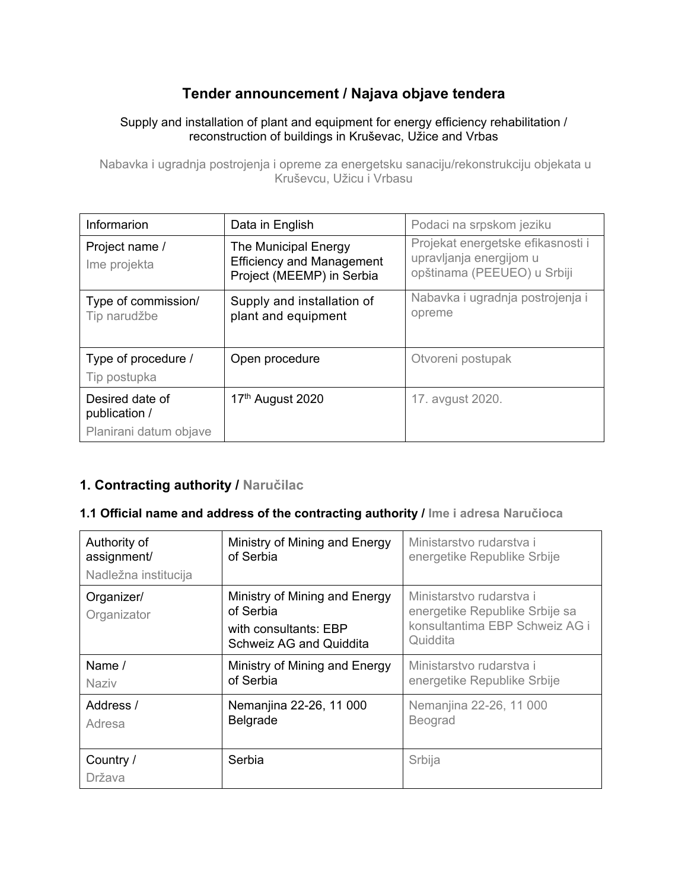# Tender announcement / Najava objave tendera

Supply and installation of plant and equipment for energy efficiency rehabilitation / reconstruction of buildings in Kruševac, Užice and Vrbas

Nabavka i ugradnja postrojenja i opreme za energetsku sanaciju/rekonstrukciju objekata u Kruševcu, Užicu i Vrbasu

| Informarion | Data in English | Podaci na srpskom jeziku |
|---|---|---|
| Project name / Ime projekta | The Municipal Energy Efficiency and Management Project (MEEMP) in Serbia | Projekat energetske efikasnosti i upravljanja energijom u opštinama (PEEUEO) u Srbiji |
| Type of commission/ Tip narudžbe | Supply and installation of plant and equipment | Nabavka i ugradnja postrojenja i opreme |
| Type of procedure / Tip postupka | Open procedure | Otvoreni postupak |
| Desired date of publication / Planirani datum objave | 17th August 2020 | 17. avgust 2020. |

## 1. Contracting authority / Naručilac

### 1.1 Official name and address of the contracting authority / Ime i adresa Naručioca

| | | |
|---|---|---|
| Authority of assignment/ Nadležna institucija | Ministry of Mining and Energy of Serbia | Ministarstvo rudarstva i energetike Republike Srbije |
| Organizer/ Organizator | Ministry of Mining and Energy of Serbia with consultants: EBP Schweiz AG and Quiddita | Ministarstvo rudarstva i energetike Republike Srbije sa konsultantima EBP Schweiz AG i Quiddita |
| Name / Naziv | Ministry of Mining and Energy of Serbia | Ministarstvo rudarstva i energetike Republike Srbije |
| Address / Adresa | Nemanjina 22-26, 11 000 Belgrade | Nemanjina 22-26, 11 000 Beograd |
| Country / Država | Serbia | Srbija |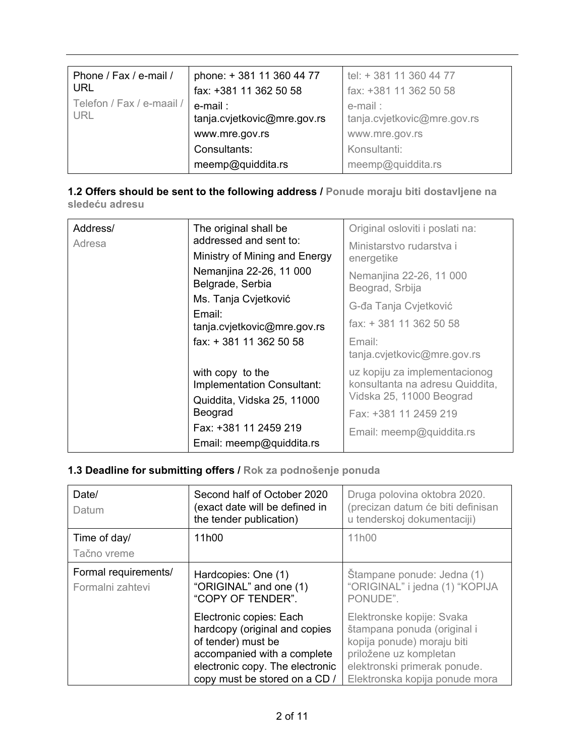| Phone / Fax / e-mail / URL<br>Telefon / Fax / e-maail / URL | phone: + 381 11 360 44 77<br>fax: +381 11 362 50 58<br>e-mail : tanja.cvjetkovic@mre.gov.rs<br>www.mre.gov.rs<br>Consultants:<br>meemp@quiddita.rs | tel: + 381 11 360 44 77<br>fax: +381 11 362 50 58<br>e-mail : tanja.cvjetkovic@mre.gov.rs<br>www.mre.gov.rs<br>Konsultanti:<br>meemp@quiddita.rs |
|---|---|---|

### 1.2 Offers should be sent to the following address / Ponude moraju biti dostavljene na sledeću adresu

| Address/<br>Adresa | The original shall be addressed and sent to:<br>Ministry of Mining and Energy<br>Nemanjina 22-26, 11 000 Belgrade, Serbia<br>Ms. Tanja Cvjetković<br>Email: tanja.cvjetkovic@mre.gov.rs<br>fax: + 381 11 362 50 58<br><br>with copy to the Implementation Consultant:<br>Quiddita, Vidska 25, 11000 Beograd<br>Fax: +381 11 2459 219<br>Email: meemp@quiddita.rs | Original osloviti i poslati na:<br>Ministarstvo rudarstva i energetike<br>Nemanjina 22-26, 11 000 Beograd, Srbija<br>G-đa Tanja Cvjetković<br>fax: + 381 11 362 50 58<br>Email: tanja.cvjetkovic@mre.gov.rs<br>uz kopiju za implementacionog konsultanta na adresu Quiddita, Vidska 25, 11000 Beograd<br>Fax: +381 11 2459 219<br>Email: meemp@quiddita.rs |
|---|---|---|

### 1.3 Deadline for submitting offers / Rok za podnošenje ponuda

| Date/<br>Datum | Second half of October 2020 (exact date will be defined in the tender publication) | Druga polovina oktobra 2020. (precizan datum će biti definisan u tenderskoj dokumentaciji) |
|---|---|---|
| Time of day/<br>Tačno vreme | 11h00 | 11h00 |
| Formal requirements/<br>Formalni zahtevi | Hardcopies: One (1) "ORIGINAL" and one (1) "COPY OF TENDER".<br>Electronic copies: Each hardcopy (original and copies of tender) must be accompanied with a complete electronic copy. The electronic copy must be stored on a CD / | Štampane ponude: Jedna (1) "ORIGINAL" i jedna (1) "KOPIJA PONUDE".<br>Elektronske kopije: Svaka štampana ponuda (original i kopija ponude) moraju biti priložene uz kompletan elektronski primerak ponude. Elektronska kopija ponude mora |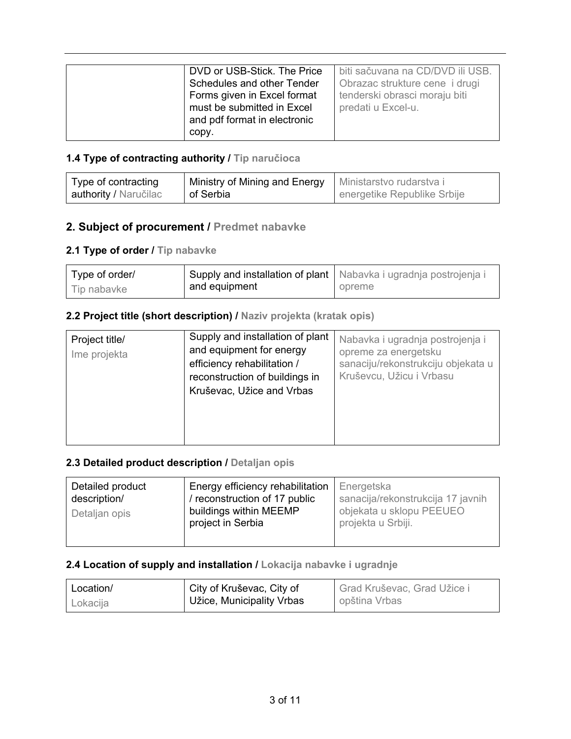| | DVD or USB-Stick. The Price Schedules and other Tender Forms given in Excel format must be submitted in Excel and pdf format in electronic copy. | biti sačuvana na CD/DVD ili USB. Obrazac strukture cene i drugi tenderski obrasci moraju biti predati u Excel-u. |
|---|---|---|

### 1.4 Type of contracting authority / Tip naručioca

| Type of contracting authority / Naručilac | Ministry of Mining and Energy of Serbia | Ministarstvo rudarstva i energetike Republike Srbije |
|---|---|---|

## 2. Subject of procurement / Predmet nabavke

### 2.1 Type of order / Tip nabavke

| Type of order/ Tip nabavke | Supply and installation of plant and equipment | Nabavka i ugradnja postrojenja i opreme |
|---|---|---|

### 2.2 Project title (short description) / Naziv projekta (kratak opis)

| Project title/ Ime projekta | Supply and installation of plant and equipment for energy efficiency rehabilitation / reconstruction of buildings in Kruševac, Užice and Vrbas | Nabavka i ugradnja postrojenja i opreme za energetsku sanaciju/rekonstrukciju objekata u Kruševcu, Užicu i Vrbasu |
|---|---|---|

### 2.3 Detailed product description / Detaljan opis

| Detailed product description/ Detaljan opis | Energy efficiency rehabilitation / reconstruction of 17 public buildings within MEEMP project in Serbia | Energetska sanacija/rekonstrukcija 17 javnih objekata u sklopu PEEUEO projekta u Srbiji. |
|---|---|---|

### 2.4 Location of supply and installation / Lokacija nabavke i ugradnje

| Location/ Lokacija | City of Kruševac, City of Užice, Municipality Vrbas | Grad Kruševac, Grad Užice i opština Vrbas |
|---|---|---|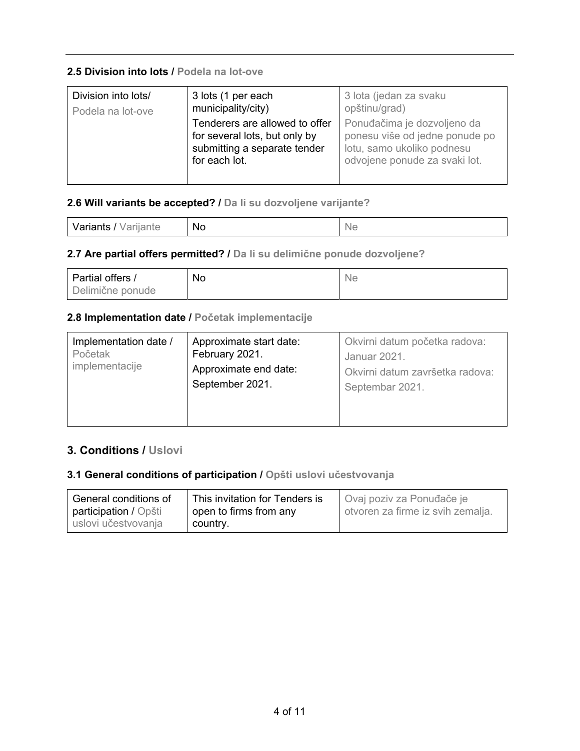### 2.5 Division into lots / Podela na lot-ove

| Division into lots/ Podela na lot-ove | 3 lots (1 per each municipality/city) Tenderers are allowed to offer for several lots, but only by submitting a separate tender for each lot. | 3 lota (jedan za svaku opštinu/grad) Ponuđačima je dozvoljeno da ponesu više od jedne ponude po lotu, samo ukoliko podnesu odvojene ponude za svaki lot. |
|---|---|---|

### 2.6 Will variants be accepted? / Da li su dozvoljene varijante?

| Variants / Varijante | No | Ne |
|---|---|---|

### 2.7 Are partial offers permitted? / Da li su delimične ponude dozvoljene?

| Partial offers / Delimične ponude | No | Ne |
|---|---|---|

### 2.8 Implementation date / Početak implementacije

| Implementation date / Početak implementacije | Approximate start date: February 2021. Approximate end date: September 2021. | Okvirni datum početka radova: Januar 2021. Okvirni datum završetka radova: Septembar 2021. |
|---|---|---|

## 3. Conditions / Uslovi

### 3.1 General conditions of participation / Opšti uslovi učestvovanja

| General conditions of participation / Opšti uslovi učestvovanja | This invitation for Tenders is open to firms from any country. | Ovaj poziv za Ponuđače je otvoren za firme iz svih zemalja. |
|---|---|---|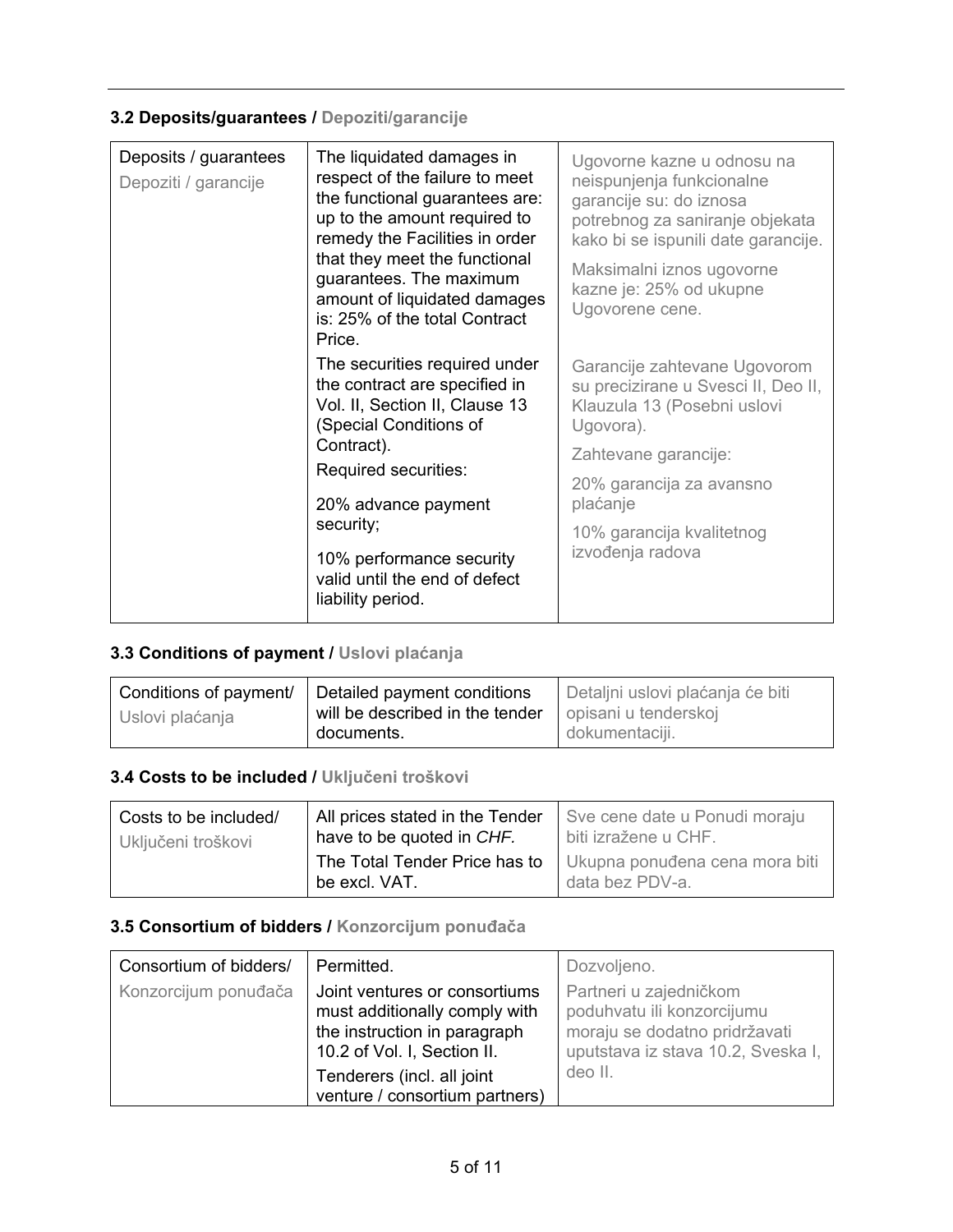### 3.2 Deposits/guarantees / Depoziti/garancije

| | | |
|---|---|---|
| Deposits / guarantees<br>Depoziti / garancije | The liquidated damages in respect of the failure to meet the functional guarantees are: up to the amount required to remedy the Facilities in order that they meet the functional guarantees. The maximum amount of liquidated damages is: 25% of the total Contract Price.<br>The securities required under the contract are specified in Vol. II, Section II, Clause 13 (Special Conditions of Contract).<br>Required securities:<br>20% advance payment security;<br>10% performance security valid until the end of defect liability period. | Ugovorne kazne u odnosu na neispunjenja funkcionalne garancije su: do iznosa potrebnog za saniranje objekata kako bi se ispunili date garancije.<br>Maksimalni iznos ugovorne kazne je: 25% od ukupne Ugovorene cene.<br>Garancije zahtevane Ugovorom su precizirane u Svesci II, Deo II, Klauzula 13 (Posebni uslovi Ugovora).<br>Zahtevane garancije:<br>20% garancija za avansno plaćanje<br>10% garancija kvalitetnog izvođenja radova |

### 3.3 Conditions of payment / Uslovi plaćanja

| | | |
|---|---|---|
| Conditions of payment/<br>Uslovi plaćanja | Detailed payment conditions will be described in the tender documents. | Detaljni uslovi plaćanja će biti opisani u tenderskoj dokumentaciji. |

### 3.4 Costs to be included / Uključeni troškovi

| | | |
|---|---|---|
| Costs to be included/<br>Uključeni troškovi | All prices stated in the Tender have to be quoted in *CHF.*<br>The Total Tender Price has to be excl. VAT. | Sve cene date u Ponudi moraju biti izražene u CHF.<br>Ukupna ponuđena cena mora biti data bez PDV-a. |

### 3.5 Consortium of bidders / Konzorcijum ponuđača

| | | |
|---|---|---|
| Consortium of bidders/<br>Konzorcijum ponuđača | Permitted.<br>Joint ventures or consortiums must additionally comply with the instruction in paragraph 10.2 of Vol. I, Section II.<br>Tenderers (incl. all joint venture / consortium partners) | Dozvoljeno.<br>Partneri u zajedničkom poduhvatu ili konzorcijumu moraju se dodatno pridržavati uputstava iz stava 10.2, Sveska I, deo II. |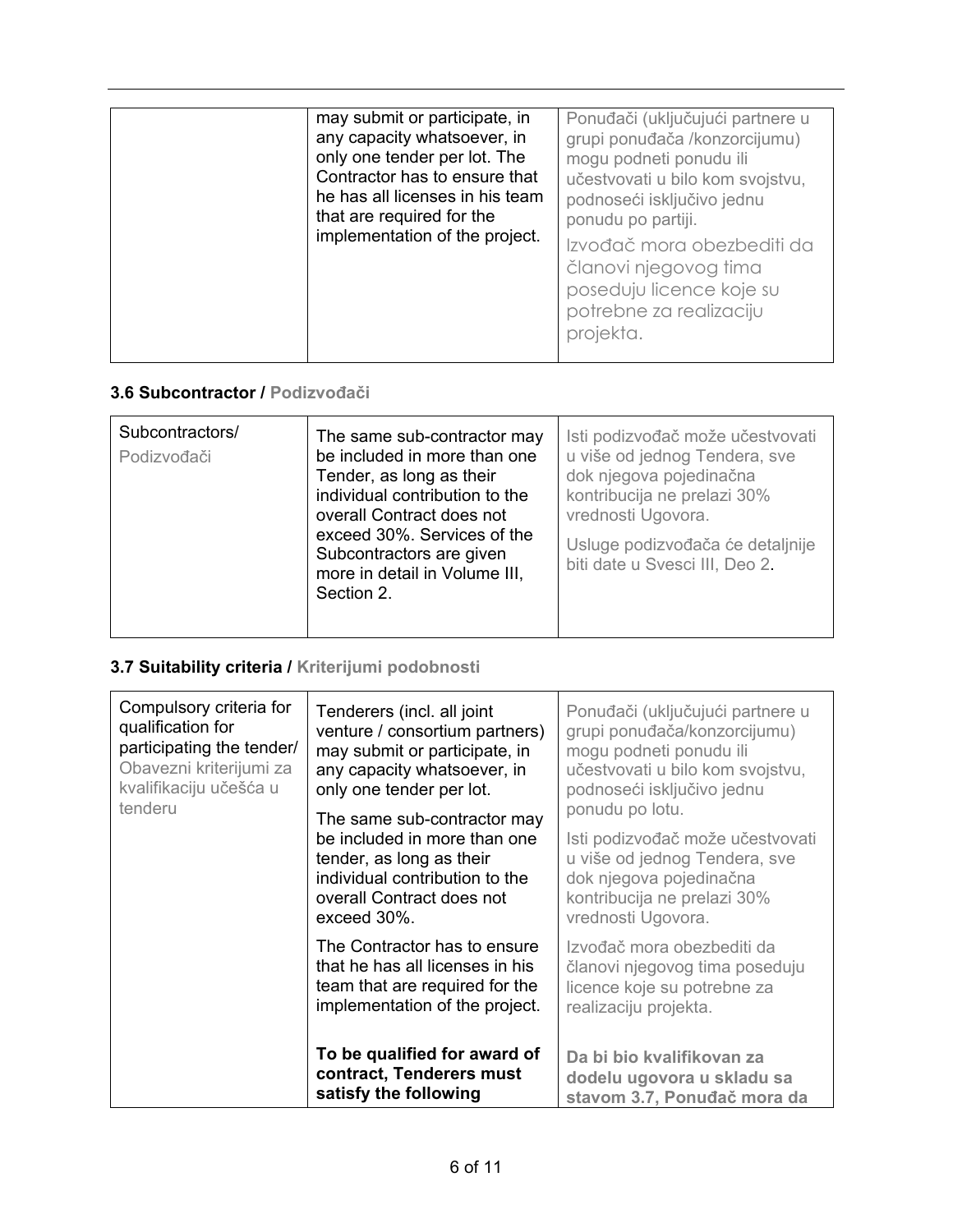| | | |
|---|---|---|
| | may submit or participate, in any capacity whatsoever, in only one tender per lot. The Contractor has to ensure that he has all licenses in his team that are required for the implementation of the project. | Ponuđači (uključujući partnere u grupi ponuđača /konzorcijumu) mogu podneti ponudu ili učestvovati u bilo kom svojstvu, podnoseći isključivo jednu ponudu po partiji. Izvođač mora obezbediti da članovi njegovog tima poseduju licence koje su potrebne za realizaciju projekta. |

### 3.6 Subcontractor / Podizvođači

| | | |
|---|---|---|
| Subcontractors/ Podizvođači | The same sub-contractor may be included in more than one Tender, as long as their individual contribution to the overall Contract does not exceed 30%. Services of the Subcontractors are given more in detail in Volume III, Section 2. | Isti podizvođač može učestvovati u više od jednog Tendera, sve dok njegova pojedinačna kontribucija ne prelazi 30% vrednosti Ugovora. Usluge podizvođača će detaljnije biti date u Svesci III, Deo 2. |

### 3.7 Suitability criteria / Kriterijumi podobnosti

| | | |
|---|---|---|
| Compulsory criteria for qualification for participating the tender/ Obavezni kriterijumi za kvalifikaciju učešća u tenderu | Tenderers (incl. all joint venture / consortium partners) may submit or participate, in any capacity whatsoever, in only one tender per lot. | Ponuđači (uključujući partnere u grupi ponuđača/konzorcijumu) mogu podneti ponudu ili učestvovati u bilo kom svojstvu, podnoseći isključivo jednu ponudu po lotu. |
| | The same sub-contractor may be included in more than one tender, as long as their individual contribution to the overall Contract does not exceed 30%. | Isti podizvođač može učestvovati u više od jednog Tendera, sve dok njegova pojedinačna kontribucija ne prelazi 30% vrednosti Ugovora. |
| | The Contractor has to ensure that he has all licenses in his team that are required for the implementation of the project. | Izvođač mora obezbediti da članovi njegovog tima poseduju licence koje su potrebne za realizaciju projekta. |
| | **To be qualified for award of contract, Tenderers must satisfy the following** | **Da bi bio kvalifikovan za dodelu ugovora u skladu sa stavom 3.7, Ponuđač mora da** |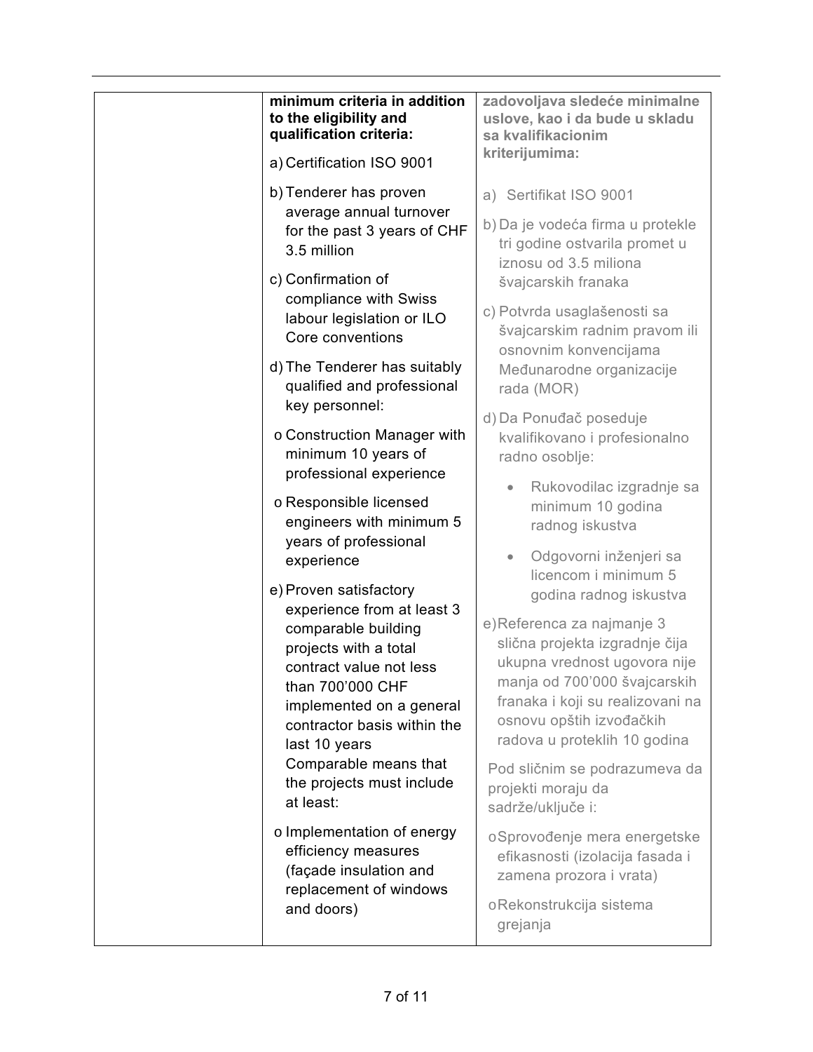| | | |
|---|---|---|
| | **minimum criteria in addition to the eligibility and qualification criteria:**<br><br>a) Certification ISO 9001<br><br>b) Tenderer has proven average annual turnover for the past 3 years of CHF 3.5 million<br><br>c) Confirmation of compliance with Swiss labour legislation or ILO Core conventions<br><br>d) The Tenderer has suitably qualified and professional key personnel:<br><br>o Construction Manager with minimum 10 years of professional experience<br><br>o Responsible licensed engineers with minimum 5 years of professional experience<br><br>e) Proven satisfactory experience from at least 3 comparable building projects with a total contract value not less than 700'000 CHF implemented on a general contractor basis within the last 10 years<br>Comparable means that the projects must include at least:<br><br>o Implementation of energy efficiency measures (façade insulation and replacement of windows and doors) | **zadovoljava sledeće minimalne uslove, kao i da bude u skladu sa kvalifikacionim kriterijumima:**<br><br>a) Sertifikat ISO 9001<br><br>b) Da je vodeća firma u protekle tri godine ostvarila promet u iznosu od 3.5 miliona švajcarskih franaka<br><br>c) Potvrda usaglašenosti sa švajcarskim radnim pravom ili osnovnim konvencijama Međunarodne organizacije rada (MOR)<br><br>d) Da Ponuđač poseduje kvalifikovano i profesionalno radno osoblje:<br><br>• Rukovodilac izgradnje sa minimum 10 godina radnog iskustva<br><br>• Odgovorni inženjeri sa licencom i minimum 5 godina radnog iskustva<br><br>e) Referenca za najmanje 3 slična projekta izgradnje čija ukupna vrednost ugovora nije manja od 700'000 švajcarskih franaka i koji su realizovani na osnovu opštih izvođačkih radova u proteklih 10 godina<br><br>Pod sličnim se podrazumeva da projekti moraju da sadrže/uključe i:<br><br>o Sprovođenje mera energetske efikasnosti (izolacija fasada i zamena prozora i vrata)<br><br>o Rekonstrukcija sistema grejanja |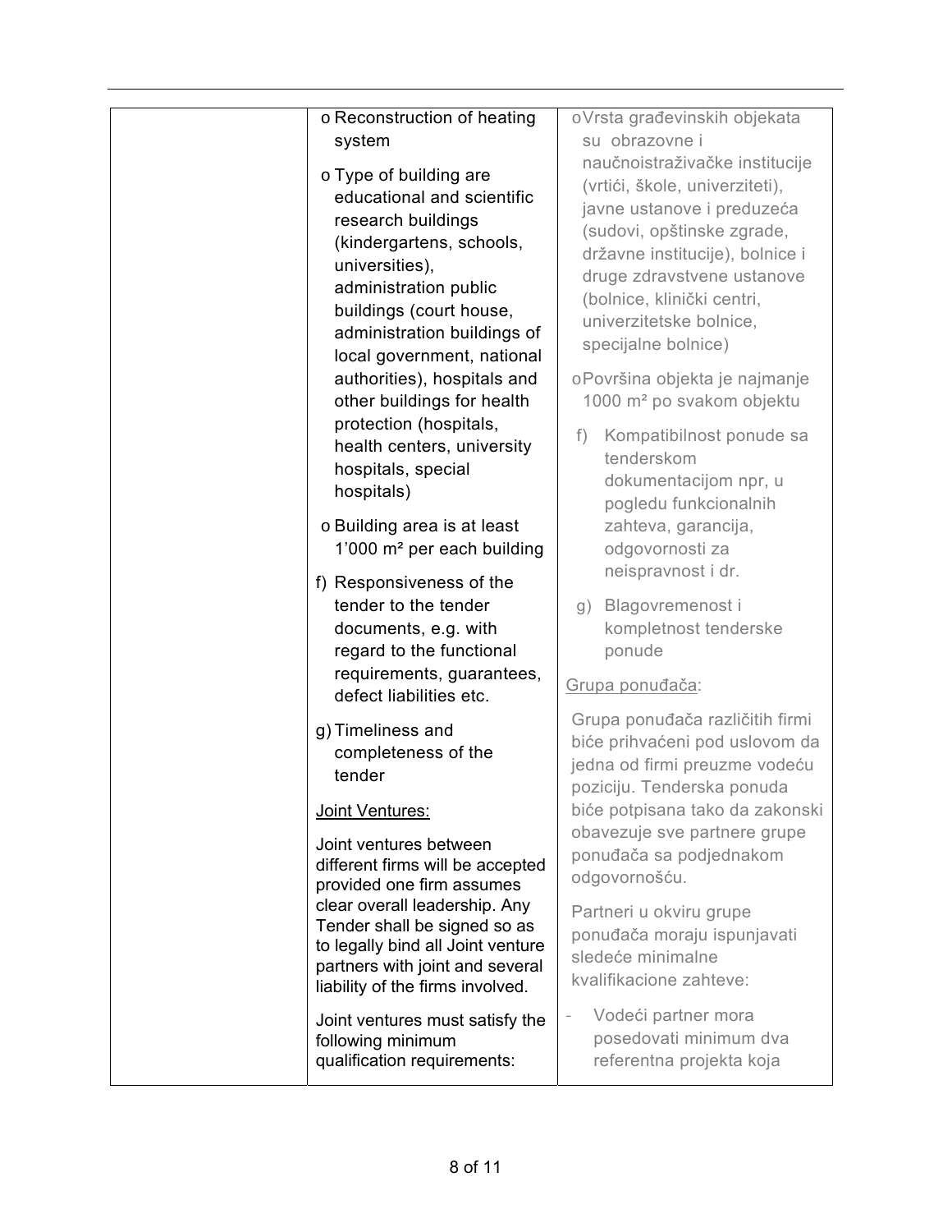| | | |
|---|---|---|
| | o Reconstruction of heating system<br><br>o Type of building are educational and scientific research buildings (kindergartens, schools, universities), administration public buildings (court house, administration buildings of local government, national authorities), hospitals and other buildings for health protection (hospitals, health centers, university hospitals, special hospitals)<br><br>o Building area is at least 1'000 m² per each building<br><br>f) Responsiveness of the tender to the tender documents, e.g. with regard to the functional requirements, guarantees, defect liabilities etc.<br><br>g) Timeliness and completeness of the tender<br><br><u>Joint Ventures:</u><br><br>Joint ventures between different firms will be accepted provided one firm assumes clear overall leadership. Any Tender shall be signed so as to legally bind all Joint venture partners with joint and several liability of the firms involved.<br><br>Joint ventures must satisfy the following minimum qualification requirements: | o Vrsta građevinskih objekata su obrazovne i naučnoistraživačke institucije (vrtići, škole, univerziteti), javne ustanove i preduzeća (sudovi, opštinske zgrade, državne institucije), bolnice i druge zdravstvene ustanove (bolnice, klinički centri, univerzitetske bolnice, specijalne bolnice)<br><br>o Površina objekta je najmanje 1000 m² po svakom objektu<br><br>f) Kompatibilnost ponude sa tenderskom dokumentacijom npr, u pogledu funkcionalnih zahteva, garancija, odgovornosti za neispravnost i dr.<br><br>g) Blagovremenost i kompletnost tenderske ponude<br><br><u>Grupa ponuđača</u>:<br><br>Grupa ponuđača različitih firmi biće prihvaćeni pod uslovom da jedna od firmi preuzme vodeću poziciju. Tenderska ponuda biće potpisana tako da zakonski obavezuje sve partnere grupe ponuđača sa podjednakom odgovornošću.<br><br>Partneri u okviru grupe ponuđača moraju ispunjavati sledeće minimalne kvalifikacione zahteve:<br><br>- Vodeći partner mora posedovati minimum dva referentna projekta koja |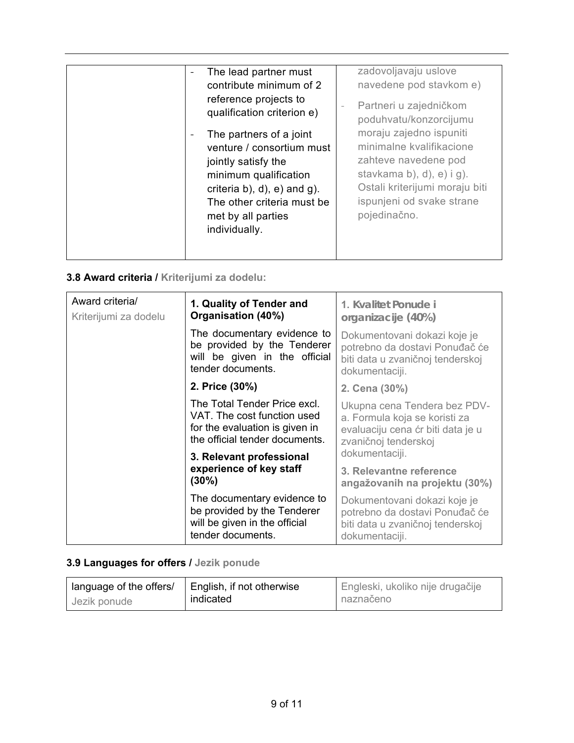| | - The lead partner must contribute minimum of 2 reference projects to qualification criterion e)<br>- The partners of a joint venture / consortium must jointly satisfy the minimum qualification criteria b), d), e) and g). The other criteria must be met by all parties individually. | zadovoljavaju uslove navedene pod stavkom e)<br>- Partneri u zajedničkom poduhvatu/konzorcijumu moraju zajedno ispuniti minimalne kvalifikacione zahteve navedene pod stavkama b), d), e) i g). Ostali kriterijumi moraju biti ispunjeni od svake strane pojedinačno. |
|---|---|---|

### 3.8 Award criteria / Kriterijumi za dodelu:

| Award criteria/ Kriterijumi za dodelu | **1. Quality of Tender and Organisation (40%)** | **1. Kvalitet Ponude i organizacije (40%)** |
|---|---|---|
| | The documentary evidence to be provided by the Tenderer will be given in the official tender documents. | Dokumentovani dokazi koje je potrebno da dostavi Ponuđač će biti data u zvaničnoj tenderskoj dokumentaciji. |
| | **2. Price (30%)** | **2. Cena (30%)** |
| | The Total Tender Price excl. VAT. The cost function used for the evaluation is given in the official tender documents. | Ukupna cena Tendera bez PDV-a. Formula koja se koristi za evaluaciju cena ćr biti data je u zvaničnoj tenderskoj dokumentaciji. |
| | **3. Relevant professional experience of key staff (30%)** | **3. Relevantne reference angažovanih na projektu (30%)** |
| | The documentary evidence to be provided by the Tenderer will be given in the official tender documents. | Dokumentovani dokazi koje je potrebno da dostavi Ponuđač će biti data u zvaničnoj tenderskoj dokumentaciji. |

### 3.9 Languages for offers / Jezik ponude

| language of the offers/ Jezik ponude | English, if not otherwise indicated | Engleski, ukoliko nije drugačije naznačeno |
|---|---|---|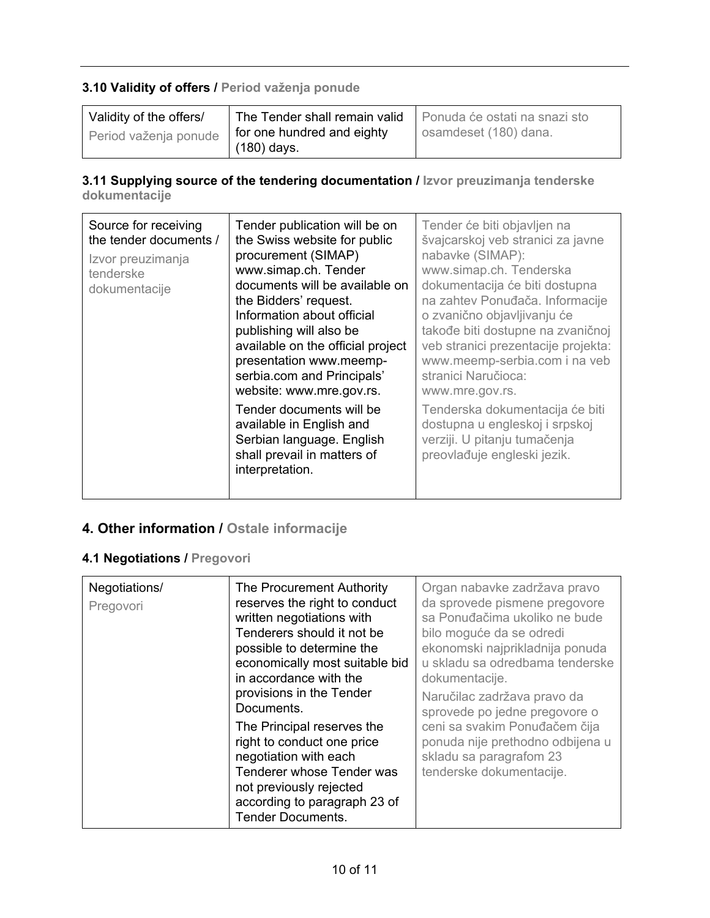### 3.10 Validity of offers / Period važenja ponude

| Validity of the offers/ Period važenja ponude | The Tender shall remain valid for one hundred and eighty (180) days. | Ponuda će ostati na snazi sto osamdeset (180) dana. |
|---|---|---|

### 3.11 Supplying source of the tendering documentation / Izvor preuzimanja tenderske dokumentacije

| Source for receiving the tender documents / Izvor preuzimanja tenderske dokumentacije | Tender publication will be on the Swiss website for public procurement (SIMAP) www.simap.ch. Tender documents will be available on the Bidders' request. Information about official publishing will also be available on the official project presentation www.meemp-serbia.com and Principals' website: www.mre.gov.rs.<br><br>Tender documents will be available in English and Serbian language. English shall prevail in matters of interpretation. | Tender će biti objavljen na švajcarskoj veb stranici za javne nabavke (SIMAP): www.simap.ch. Tenderska dokumentacija će biti dostupna na zahtev Ponuđača. Informacije o zvanično objavljivanju će takođe biti dostupne na zvaničnoj veb stranici prezentacije projekta: www.meemp-serbia.com i na veb stranici Naručioca: www.mre.gov.rs.<br><br>Tenderska dokumentacija će biti dostupna u engleskoj i srpskoj verziji. U pitanju tumačenja preovlađuje engleski jezik. |
|---|---|---|

## 4. Other information / Ostale informacije

### 4.1 Negotiations / Pregovori

| Negotiations/ Pregovori | The Procurement Authority reserves the right to conduct written negotiations with Tenderers should it not be possible to determine the economically most suitable bid in accordance with the provisions in the Tender Documents.<br><br>The Principal reserves the right to conduct one price negotiation with each Tenderer whose Tender was not previously rejected according to paragraph 23 of Tender Documents. | Organ nabavke zadržava pravo da sprovede pismene pregovore sa Ponuđačima ukoliko ne bude bilo moguće da se odredi ekonomski najprikladnija ponuda u skladu sa odredbama tenderske dokumentacije.<br><br>Naručilac zadržava pravo da sprovede po jedne pregovore o ceni sa svakim Ponuđačem čija ponuda nije prethodno odbijena u skladu sa paragrafom 23 tenderske dokumentacije. |
|---|---|---|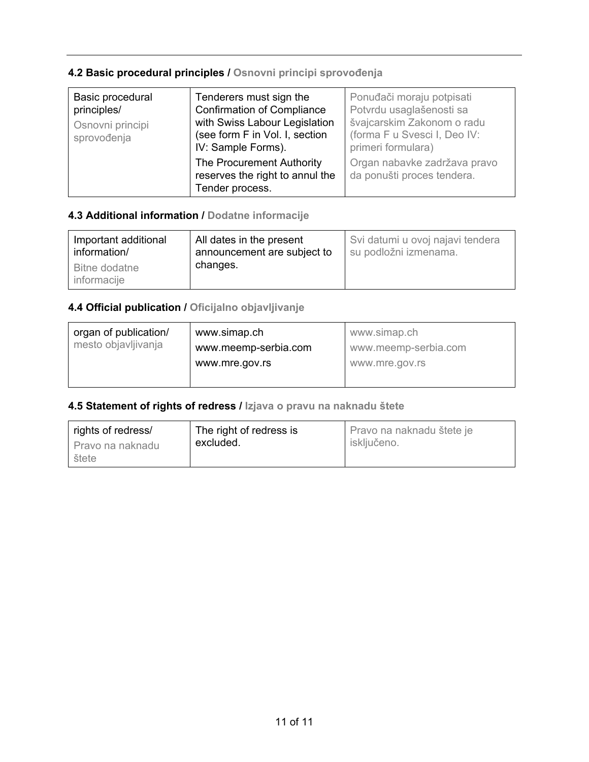### 4.2 Basic procedural principles / Osnovni principi sprovođenja

| | | |
|---|---|---|
| Basic procedural principles/ Osnovni principi sprovođenja | Tenderers must sign the Confirmation of Compliance with Swiss Labour Legislation (see form F in Vol. I, section IV: Sample Forms). The Procurement Authority reserves the right to annul the Tender process. | Ponuđači moraju potpisati Potvrdu usaglašenosti sa švajcarskim Zakonom o radu (forma F u Svesci I, Deo IV: primeri formulara) Organ nabavke zadržava pravo da ponušti proces tendera. |

### 4.3 Additional information / Dodatne informacije

| | | |
|---|---|---|
| Important additional information/ Bitne dodatne informacije | All dates in the present announcement are subject to changes. | Svi datumi u ovoj najavi tendera su podložni izmenama. |

### 4.4 Official publication / Oficijalno objavljivanje

| | | |
|---|---|---|
| organ of publication/ mesto objavljivanja | www.simap.ch www.meemp-serbia.com www.mre.gov.rs | www.simap.ch www.meemp-serbia.com www.mre.gov.rs |

### 4.5 Statement of rights of redress / Izjava o pravu na naknadu štete

| | | |
|---|---|---|
| rights of redress/ Pravo na naknadu štete | The right of redress is excluded. | Pravo na naknadu štete je isključeno. |